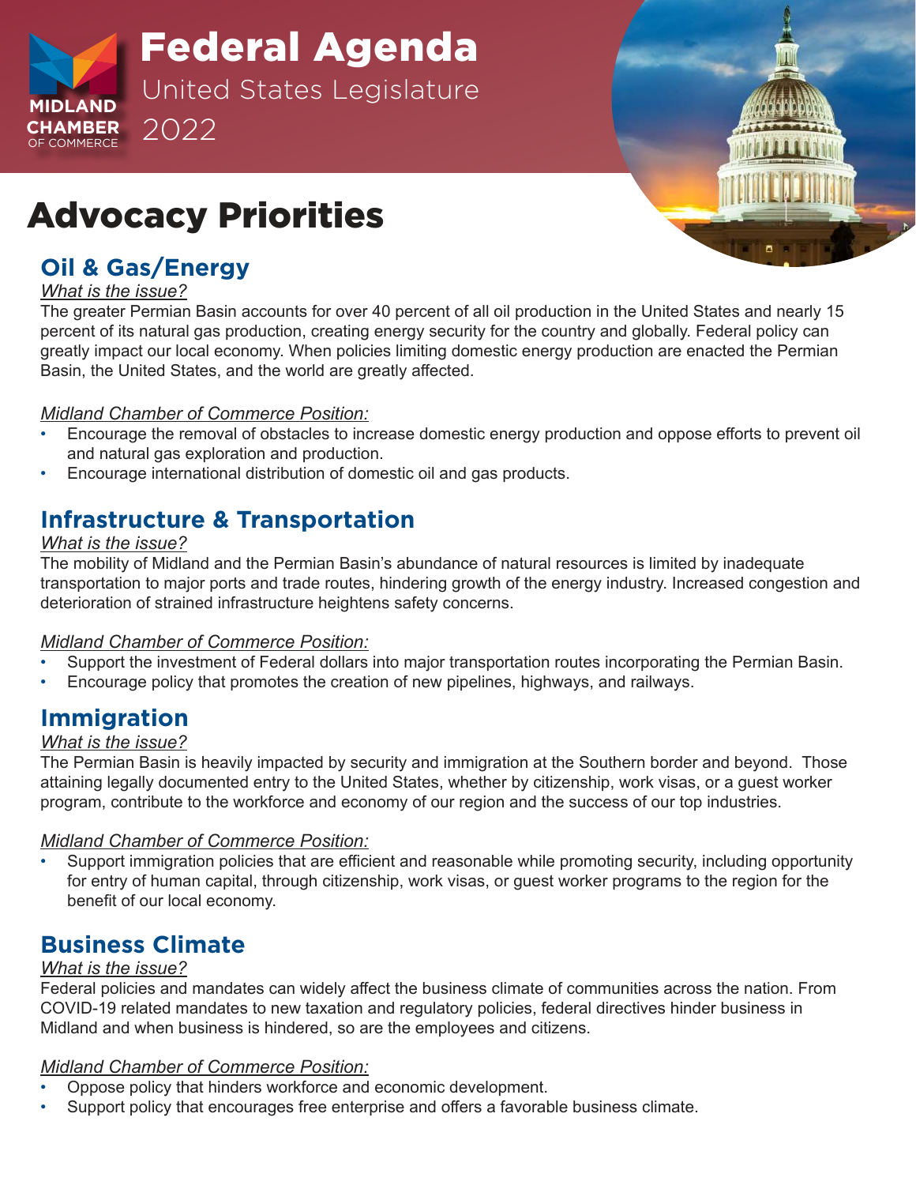MIDLAND CHAMBER OF COMMERCE

# Federal Agenda

United States Legislature

2022

# Advocacy Priorities

## Oil & Gas/Energy

*What is the issue?*

The greater Permian Basin accounts for over 40 percent of all oil production in the United States and nearly 15 percent of its natural gas production, creating energy security for the country and globally. Federal policy can greatly impact our local economy. When policies limiting domestic energy production are enacted the Permian Basin, the United States, and the world are greatly affected.

*Midland Chamber of Commerce Position:*

- Encourage the removal of obstacles to increase domestic energy production and oppose efforts to prevent oil and natural gas exploration and production.
- Encourage international distribution of domestic oil and gas products.

## Infrastructure & Transportation

*What is the issue?*

The mobility of Midland and the Permian Basin's abundance of natural resources is limited by inadequate transportation to major ports and trade routes, hindering growth of the energy industry. Increased congestion and deterioration of strained infrastructure heightens safety concerns.

*Midland Chamber of Commerce Position:*

- Support the investment of Federal dollars into major transportation routes incorporating the Permian Basin.
- Encourage policy that promotes the creation of new pipelines, highways, and railways.

## Immigration

*What is the issue?*

The Permian Basin is heavily impacted by security and immigration at the Southern border and beyond. Those attaining legally documented entry to the United States, whether by citizenship, work visas, or a guest worker program, contribute to the workforce and economy of our region and the success of our top industries.

*Midland Chamber of Commerce Position:*

- Support immigration policies that are efficient and reasonable while promoting security, including opportunity for entry of human capital, through citizenship, work visas, or guest worker programs to the region for the benefit of our local economy.

## Business Climate

*What is the issue?*

Federal policies and mandates can widely affect the business climate of communities across the nation. From COVID-19 related mandates to new taxation and regulatory policies, federal directives hinder business in Midland and when business is hindered, so are the employees and citizens.

*Midland Chamber of Commerce Position:*

- Oppose policy that hinders workforce and economic development.
- Support policy that encourages free enterprise and offers a favorable business climate.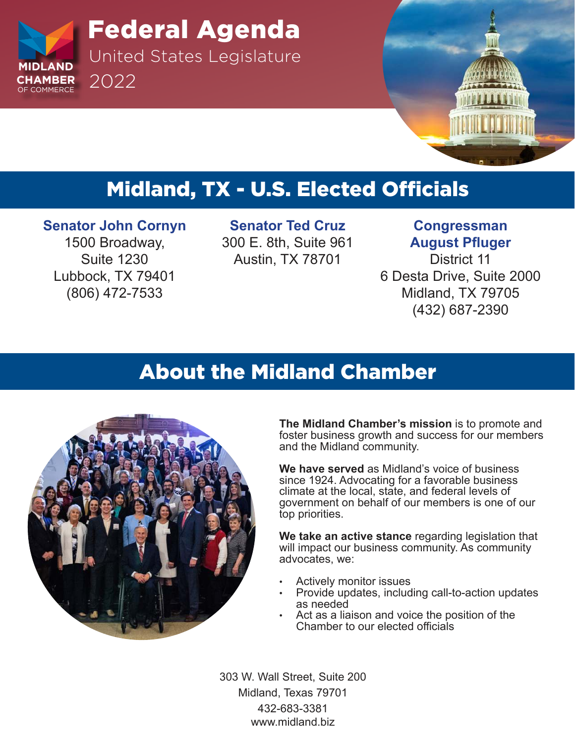MIDLAND CHAMBER OF COMMERCE

# Federal Agenda

United States Legislature

2022

## Midland, TX - U.S. Elected Officials

**Senator John Cornyn**
1500 Broadway,
Suite 1230
Lubbock, TX 79401
(806) 472-7533

**Senator Ted Cruz**
300 E. 8th, Suite 961
Austin, TX 78701

**Congressman August Pfluger**
District 11
6 Desta Drive, Suite 2000
Midland, TX 79705
(432) 687-2390

## About the Midland Chamber

**The Midland Chamber's mission** is to promote and foster business growth and success for our members and the Midland community.

**We have served** as Midland's voice of business since 1924. Advocating for a favorable business climate at the local, state, and federal levels of government on behalf of our members is one of our top priorities.

**We take an active stance** regarding legislation that will impact our business community. As community advocates, we:

- Actively monitor issues
- Provide updates, including call-to-action updates as needed
- Act as a liaison and voice the position of the Chamber to our elected officials

303 W. Wall Street, Suite 200
Midland, Texas 79701
432-683-3381
www.midland.biz